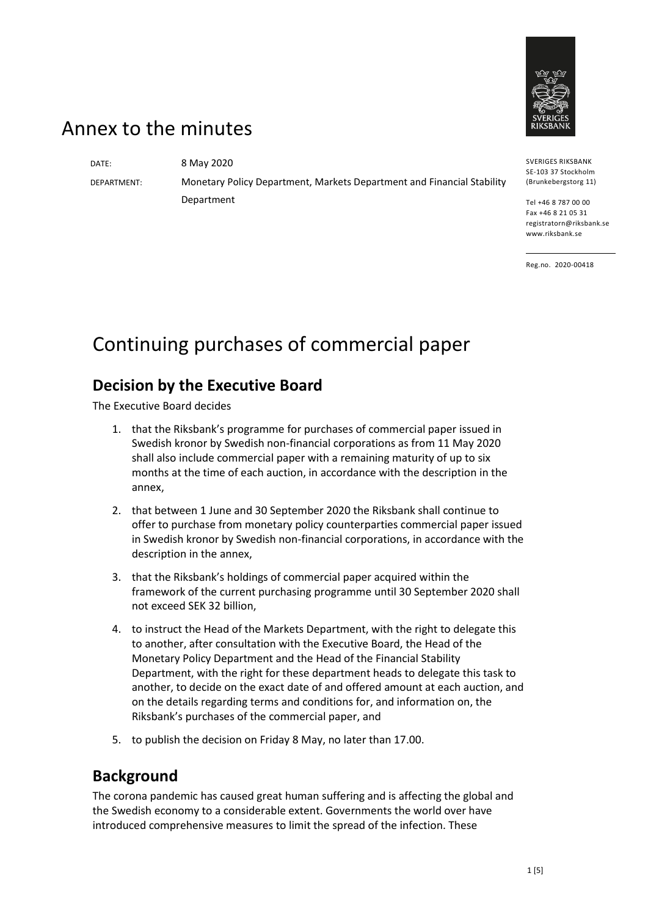# Annex to the minutes

DATE: 8 May 2020

DEPARTMENT: Monetary Policy Department, Markets Department and Financial Stability Department

SVERIGES RIKSBANK
SE-103 37 Stockholm
(Brunkebergstorg 11)

Tel +46 8 787 00 00
Fax +46 8 21 05 31
registratorn@riksbank.se
www.riksbank.se

Reg.no. 2020-00418

# Continuing purchases of commercial paper

## Decision by the Executive Board

The Executive Board decides

1. that the Riksbank's programme for purchases of commercial paper issued in Swedish kronor by Swedish non-financial corporations as from 11 May 2020 shall also include commercial paper with a remaining maturity of up to six months at the time of each auction, in accordance with the description in the annex,
2. that between 1 June and 30 September 2020 the Riksbank shall continue to offer to purchase from monetary policy counterparties commercial paper issued in Swedish kronor by Swedish non-financial corporations, in accordance with the description in the annex,
3. that the Riksbank's holdings of commercial paper acquired within the framework of the current purchasing programme until 30 September 2020 shall not exceed SEK 32 billion,
4. to instruct the Head of the Markets Department, with the right to delegate this to another, after consultation with the Executive Board, the Head of the Monetary Policy Department and the Head of the Financial Stability Department, with the right for these department heads to delegate this task to another, to decide on the exact date of and offered amount at each auction, and on the details regarding terms and conditions for, and information on, the Riksbank's purchases of the commercial paper, and
5. to publish the decision on Friday 8 May, no later than 17.00.

## Background

The corona pandemic has caused great human suffering and is affecting the global and the Swedish economy to a considerable extent. Governments the world over have introduced comprehensive measures to limit the spread of the infection. These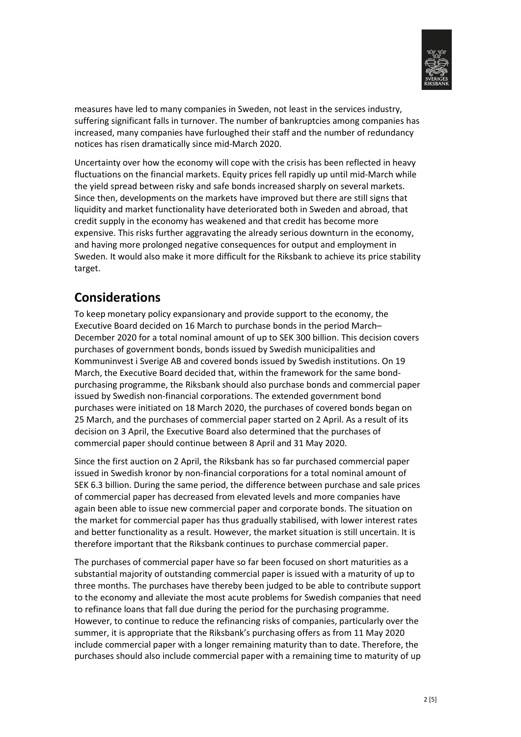measures have led to many companies in Sweden, not least in the services industry, suffering significant falls in turnover. The number of bankruptcies among companies has increased, many companies have furloughed their staff and the number of redundancy notices has risen dramatically since mid-March 2020.

Uncertainty over how the economy will cope with the crisis has been reflected in heavy fluctuations on the financial markets. Equity prices fell rapidly up until mid-March while the yield spread between risky and safe bonds increased sharply on several markets. Since then, developments on the markets have improved but there are still signs that liquidity and market functionality have deteriorated both in Sweden and abroad, that credit supply in the economy has weakened and that credit has become more expensive. This risks further aggravating the already serious downturn in the economy, and having more prolonged negative consequences for output and employment in Sweden. It would also make it more difficult for the Riksbank to achieve its price stability target.

## Considerations

To keep monetary policy expansionary and provide support to the economy, the Executive Board decided on 16 March to purchase bonds in the period March–December 2020 for a total nominal amount of up to SEK 300 billion. This decision covers purchases of government bonds, bonds issued by Swedish municipalities and Kommuninvest i Sverige AB and covered bonds issued by Swedish institutions. On 19 March, the Executive Board decided that, within the framework for the same bond-purchasing programme, the Riksbank should also purchase bonds and commercial paper issued by Swedish non-financial corporations. The extended government bond purchases were initiated on 18 March 2020, the purchases of covered bonds began on 25 March, and the purchases of commercial paper started on 2 April. As a result of its decision on 3 April, the Executive Board also determined that the purchases of commercial paper should continue between 8 April and 31 May 2020.

Since the first auction on 2 April, the Riksbank has so far purchased commercial paper issued in Swedish kronor by non-financial corporations for a total nominal amount of SEK 6.3 billion. During the same period, the difference between purchase and sale prices of commercial paper has decreased from elevated levels and more companies have again been able to issue new commercial paper and corporate bonds. The situation on the market for commercial paper has thus gradually stabilised, with lower interest rates and better functionality as a result. However, the market situation is still uncertain. It is therefore important that the Riksbank continues to purchase commercial paper.

The purchases of commercial paper have so far been focused on short maturities as a substantial majority of outstanding commercial paper is issued with a maturity of up to three months. The purchases have thereby been judged to be able to contribute support to the economy and alleviate the most acute problems for Swedish companies that need to refinance loans that fall due during the period for the purchasing programme. However, to continue to reduce the refinancing risks of companies, particularly over the summer, it is appropriate that the Riksbank's purchasing offers as from 11 May 2020 include commercial paper with a longer remaining maturity than to date. Therefore, the purchases should also include commercial paper with a remaining time to maturity of up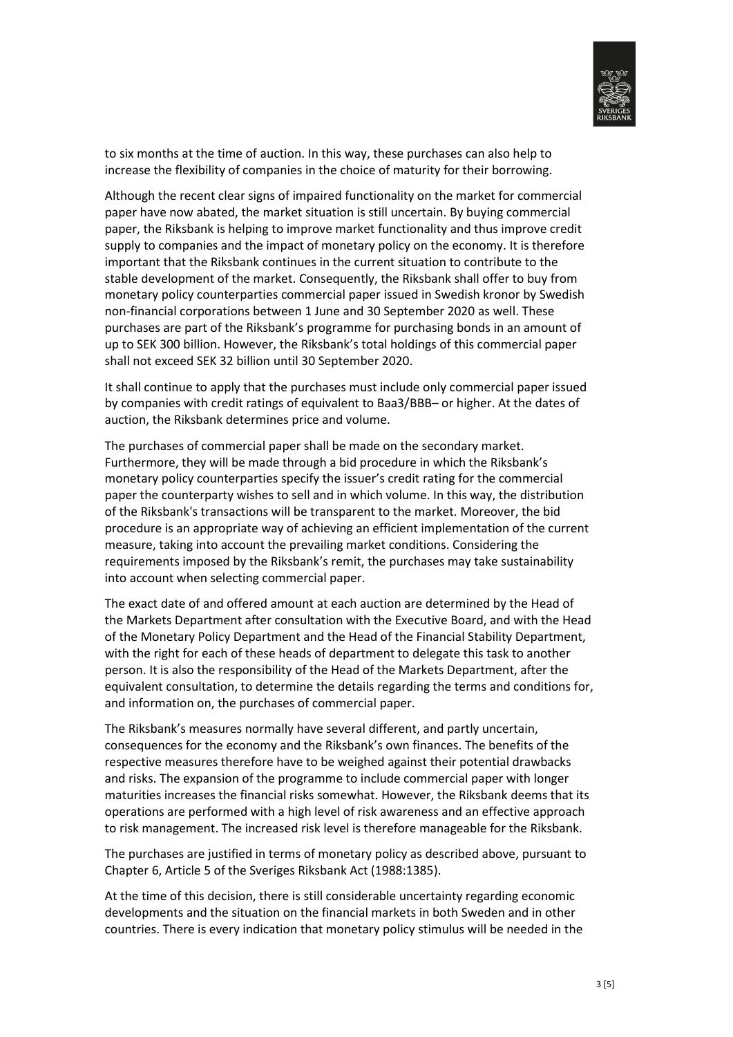to six months at the time of auction. In this way, these purchases can also help to increase the flexibility of companies in the choice of maturity for their borrowing.

Although the recent clear signs of impaired functionality on the market for commercial paper have now abated, the market situation is still uncertain. By buying commercial paper, the Riksbank is helping to improve market functionality and thus improve credit supply to companies and the impact of monetary policy on the economy. It is therefore important that the Riksbank continues in the current situation to contribute to the stable development of the market. Consequently, the Riksbank shall offer to buy from monetary policy counterparties commercial paper issued in Swedish kronor by Swedish non-financial corporations between 1 June and 30 September 2020 as well. These purchases are part of the Riksbank's programme for purchasing bonds in an amount of up to SEK 300 billion. However, the Riksbank's total holdings of this commercial paper shall not exceed SEK 32 billion until 30 September 2020.

It shall continue to apply that the purchases must include only commercial paper issued by companies with credit ratings of equivalent to Baa3/BBB– or higher. At the dates of auction, the Riksbank determines price and volume.

The purchases of commercial paper shall be made on the secondary market. Furthermore, they will be made through a bid procedure in which the Riksbank's monetary policy counterparties specify the issuer's credit rating for the commercial paper the counterparty wishes to sell and in which volume. In this way, the distribution of the Riksbank's transactions will be transparent to the market. Moreover, the bid procedure is an appropriate way of achieving an efficient implementation of the current measure, taking into account the prevailing market conditions. Considering the requirements imposed by the Riksbank's remit, the purchases may take sustainability into account when selecting commercial paper.

The exact date of and offered amount at each auction are determined by the Head of the Markets Department after consultation with the Executive Board, and with the Head of the Monetary Policy Department and the Head of the Financial Stability Department, with the right for each of these heads of department to delegate this task to another person. It is also the responsibility of the Head of the Markets Department, after the equivalent consultation, to determine the details regarding the terms and conditions for, and information on, the purchases of commercial paper.

The Riksbank's measures normally have several different, and partly uncertain, consequences for the economy and the Riksbank's own finances. The benefits of the respective measures therefore have to be weighed against their potential drawbacks and risks. The expansion of the programme to include commercial paper with longer maturities increases the financial risks somewhat. However, the Riksbank deems that its operations are performed with a high level of risk awareness and an effective approach to risk management. The increased risk level is therefore manageable for the Riksbank.

The purchases are justified in terms of monetary policy as described above, pursuant to Chapter 6, Article 5 of the Sveriges Riksbank Act (1988:1385).

At the time of this decision, there is still considerable uncertainty regarding economic developments and the situation on the financial markets in both Sweden and in other countries. There is every indication that monetary policy stimulus will be needed in the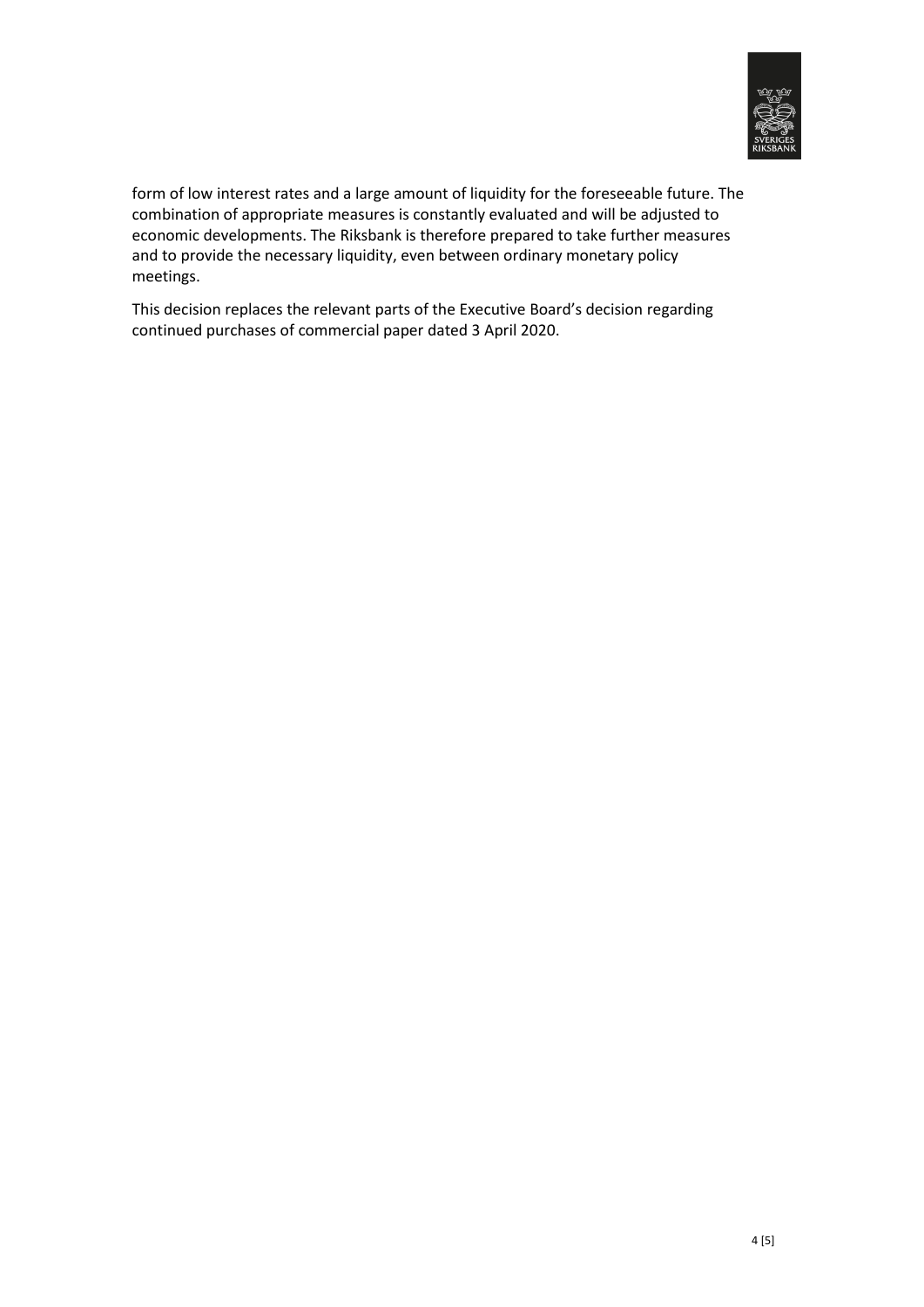form of low interest rates and a large amount of liquidity for the foreseeable future. The combination of appropriate measures is constantly evaluated and will be adjusted to economic developments. The Riksbank is therefore prepared to take further measures and to provide the necessary liquidity, even between ordinary monetary policy meetings.

This decision replaces the relevant parts of the Executive Board's decision regarding continued purchases of commercial paper dated 3 April 2020.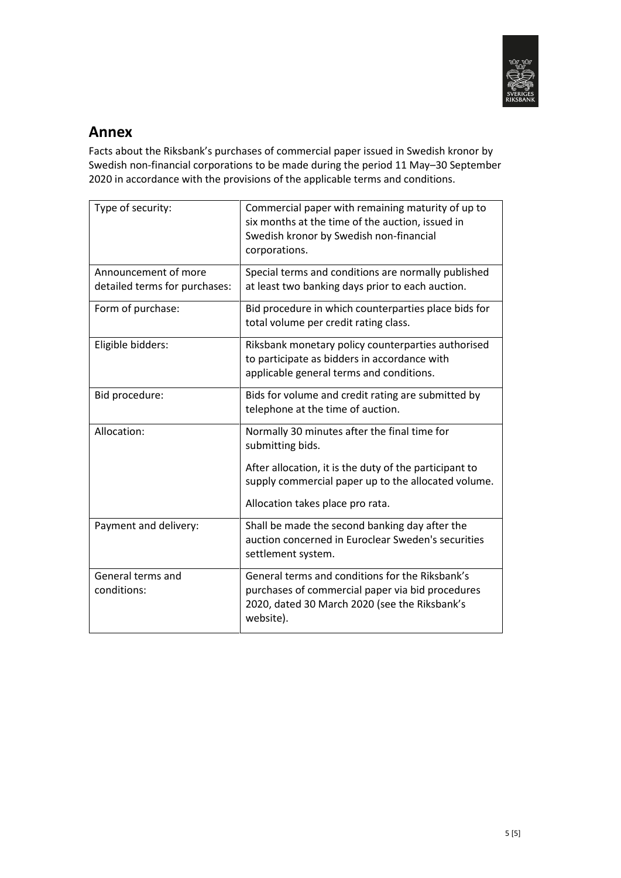## Annex

Facts about the Riksbank’s purchases of commercial paper issued in Swedish kronor by Swedish non-financial corporations to be made during the period 11 May–30 September 2020 in accordance with the provisions of the applicable terms and conditions.

| | |
|---|---|
| Type of security: | Commercial paper with remaining maturity of up to six months at the time of the auction, issued in Swedish kronor by Swedish non-financial corporations. |
| Announcement of more detailed terms for purchases: | Special terms and conditions are normally published at least two banking days prior to each auction. |
| Form of purchase: | Bid procedure in which counterparties place bids for total volume per credit rating class. |
| Eligible bidders: | Riksbank monetary policy counterparties authorised to participate as bidders in accordance with applicable general terms and conditions. |
| Bid procedure: | Bids for volume and credit rating are submitted by telephone at the time of auction. |
| Allocation: | Normally 30 minutes after the final time for submitting bids.<br><br>After allocation, it is the duty of the participant to supply commercial paper up to the allocated volume.<br><br>Allocation takes place pro rata. |
| Payment and delivery: | Shall be made the second banking day after the auction concerned in Euroclear Sweden's securities settlement system. |
| General terms and conditions: | General terms and conditions for the Riksbank’s purchases of commercial paper via bid procedures 2020, dated 30 March 2020 (see the Riksbank’s website). |